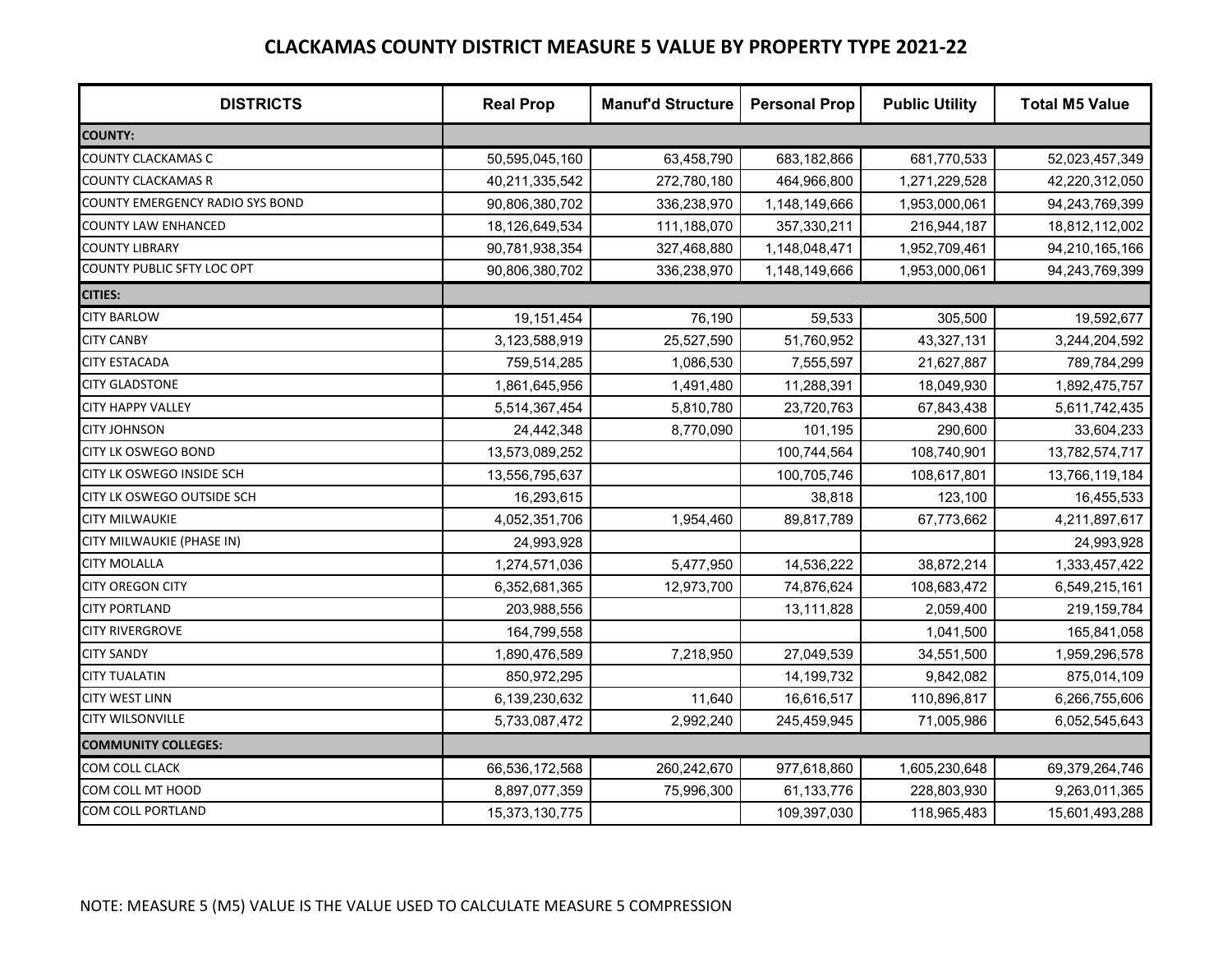# CLACKAMAS COUNTY DISTRICT MEASURE 5 VALUE BY PROPERTY TYPE 2021-22

| DISTRICTS | Real Prop | Manuf'd Structure | Personal Prop | Public Utility | Total M5 Value |
|---|---|---|---|---|---|
| **COUNTY:** | | | | | |
| COUNTY CLACKAMAS C | 50,595,045,160 | 63,458,790 | 683,182,866 | 681,770,533 | 52,023,457,349 |
| COUNTY CLACKAMAS R | 40,211,335,542 | 272,780,180 | 464,966,800 | 1,271,229,528 | 42,220,312,050 |
| COUNTY EMERGENCY RADIO SYS BOND | 90,806,380,702 | 336,238,970 | 1,148,149,666 | 1,953,000,061 | 94,243,769,399 |
| COUNTY LAW ENHANCED | 18,126,649,534 | 111,188,070 | 357,330,211 | 216,944,187 | 18,812,112,002 |
| COUNTY LIBRARY | 90,781,938,354 | 327,468,880 | 1,148,048,471 | 1,952,709,461 | 94,210,165,166 |
| COUNTY PUBLIC SFTY LOC OPT | 90,806,380,702 | 336,238,970 | 1,148,149,666 | 1,953,000,061 | 94,243,769,399 |
| **CITIES:** | | | | | |
| CITY BARLOW | 19,151,454 | 76,190 | 59,533 | 305,500 | 19,592,677 |
| CITY CANBY | 3,123,588,919 | 25,527,590 | 51,760,952 | 43,327,131 | 3,244,204,592 |
| CITY ESTACADA | 759,514,285 | 1,086,530 | 7,555,597 | 21,627,887 | 789,784,299 |
| CITY GLADSTONE | 1,861,645,956 | 1,491,480 | 11,288,391 | 18,049,930 | 1,892,475,757 |
| CITY HAPPY VALLEY | 5,514,367,454 | 5,810,780 | 23,720,763 | 67,843,438 | 5,611,742,435 |
| CITY JOHNSON | 24,442,348 | 8,770,090 | 101,195 | 290,600 | 33,604,233 |
| CITY LK OSWEGO BOND | 13,573,089,252 | | 100,744,564 | 108,740,901 | 13,782,574,717 |
| CITY LK OSWEGO INSIDE SCH | 13,556,795,637 | | 100,705,746 | 108,617,801 | 13,766,119,184 |
| CITY LK OSWEGO OUTSIDE SCH | 16,293,615 | | 38,818 | 123,100 | 16,455,533 |
| CITY MILWAUKIE | 4,052,351,706 | 1,954,460 | 89,817,789 | 67,773,662 | 4,211,897,617 |
| CITY MILWAUKIE (PHASE IN) | 24,993,928 | | | | 24,993,928 |
| CITY MOLALLA | 1,274,571,036 | 5,477,950 | 14,536,222 | 38,872,214 | 1,333,457,422 |
| CITY OREGON CITY | 6,352,681,365 | 12,973,700 | 74,876,624 | 108,683,472 | 6,549,215,161 |
| CITY PORTLAND | 203,988,556 | | 13,111,828 | 2,059,400 | 219,159,784 |
| CITY RIVERGROVE | 164,799,558 | | | 1,041,500 | 165,841,058 |
| CITY SANDY | 1,890,476,589 | 7,218,950 | 27,049,539 | 34,551,500 | 1,959,296,578 |
| CITY TUALATIN | 850,972,295 | | 14,199,732 | 9,842,082 | 875,014,109 |
| CITY WEST LINN | 6,139,230,632 | 11,640 | 16,616,517 | 110,896,817 | 6,266,755,606 |
| CITY WILSONVILLE | 5,733,087,472 | 2,992,240 | 245,459,945 | 71,005,986 | 6,052,545,643 |
| **COMMUNITY COLLEGES:** | | | | | |
| COM COLL CLACK | 66,536,172,568 | 260,242,670 | 977,618,860 | 1,605,230,648 | 69,379,264,746 |
| COM COLL MT HOOD | 8,897,077,359 | 75,996,300 | 61,133,776 | 228,803,930 | 9,263,011,365 |
| COM COLL PORTLAND | 15,373,130,775 | | 109,397,030 | 118,965,483 | 15,601,493,288 |

NOTE: MEASURE 5 (M5) VALUE IS THE VALUE USED TO CALCULATE MEASURE 5 COMPRESSION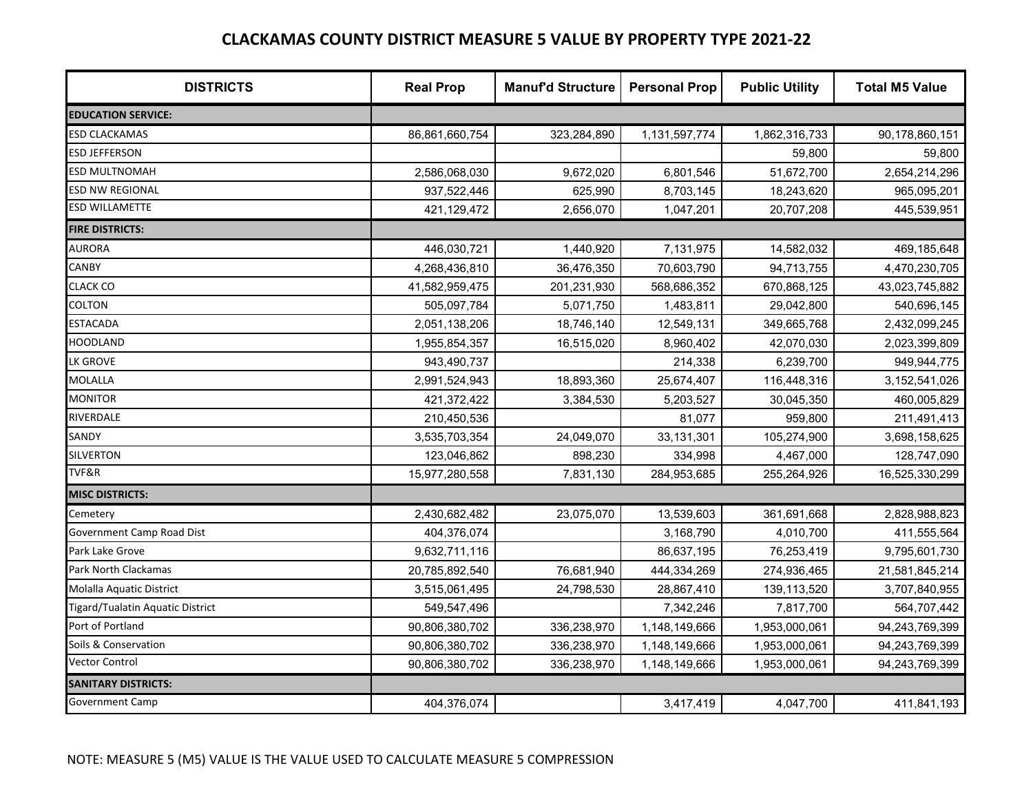# CLACKAMAS COUNTY DISTRICT MEASURE 5 VALUE BY PROPERTY TYPE 2021-22

| DISTRICTS | Real Prop | Manuf'd Structure | Personal Prop | Public Utility | Total M5 Value |
|---|---|---|---|---|---|
| **EDUCATION SERVICE:** | | | | | |
| ESD CLACKAMAS | 86,861,660,754 | 323,284,890 | 1,131,597,774 | 1,862,316,733 | 90,178,860,151 |
| ESD JEFFERSON | | | | 59,800 | 59,800 |
| ESD MULTNOMAH | 2,586,068,030 | 9,672,020 | 6,801,546 | 51,672,700 | 2,654,214,296 |
| ESD NW REGIONAL | 937,522,446 | 625,990 | 8,703,145 | 18,243,620 | 965,095,201 |
| ESD WILLAMETTE | 421,129,472 | 2,656,070 | 1,047,201 | 20,707,208 | 445,539,951 |
| **FIRE DISTRICTS:** | | | | | |
| AURORA | 446,030,721 | 1,440,920 | 7,131,975 | 14,582,032 | 469,185,648 |
| CANBY | 4,268,436,810 | 36,476,350 | 70,603,790 | 94,713,755 | 4,470,230,705 |
| CLACK CO | 41,582,959,475 | 201,231,930 | 568,686,352 | 670,868,125 | 43,023,745,882 |
| COLTON | 505,097,784 | 5,071,750 | 1,483,811 | 29,042,800 | 540,696,145 |
| ESTACADA | 2,051,138,206 | 18,746,140 | 12,549,131 | 349,665,768 | 2,432,099,245 |
| HOODLAND | 1,955,854,357 | 16,515,020 | 8,960,402 | 42,070,030 | 2,023,399,809 |
| LK GROVE | 943,490,737 | | 214,338 | 6,239,700 | 949,944,775 |
| MOLALLA | 2,991,524,943 | 18,893,360 | 25,674,407 | 116,448,316 | 3,152,541,026 |
| MONITOR | 421,372,422 | 3,384,530 | 5,203,527 | 30,045,350 | 460,005,829 |
| RIVERDALE | 210,450,536 | | 81,077 | 959,800 | 211,491,413 |
| SANDY | 3,535,703,354 | 24,049,070 | 33,131,301 | 105,274,900 | 3,698,158,625 |
| SILVERTON | 123,046,862 | 898,230 | 334,998 | 4,467,000 | 128,747,090 |
| TVF&R | 15,977,280,558 | 7,831,130 | 284,953,685 | 255,264,926 | 16,525,330,299 |
| **MISC DISTRICTS:** | | | | | |
| Cemetery | 2,430,682,482 | 23,075,070 | 13,539,603 | 361,691,668 | 2,828,988,823 |
| Government Camp Road Dist | 404,376,074 | | 3,168,790 | 4,010,700 | 411,555,564 |
| Park Lake Grove | 9,632,711,116 | | 86,637,195 | 76,253,419 | 9,795,601,730 |
| Park North Clackamas | 20,785,892,540 | 76,681,940 | 444,334,269 | 274,936,465 | 21,581,845,214 |
| Molalla Aquatic District | 3,515,061,495 | 24,798,530 | 28,867,410 | 139,113,520 | 3,707,840,955 |
| Tigard/Tualatin Aquatic District | 549,547,496 | | 7,342,246 | 7,817,700 | 564,707,442 |
| Port of Portland | 90,806,380,702 | 336,238,970 | 1,148,149,666 | 1,953,000,061 | 94,243,769,399 |
| Soils & Conservation | 90,806,380,702 | 336,238,970 | 1,148,149,666 | 1,953,000,061 | 94,243,769,399 |
| Vector Control | 90,806,380,702 | 336,238,970 | 1,148,149,666 | 1,953,000,061 | 94,243,769,399 |
| **SANITARY DISTRICTS:** | | | | | |
| Government Camp | 404,376,074 | | 3,417,419 | 4,047,700 | 411,841,193 |

NOTE: MEASURE 5 (M5) VALUE IS THE VALUE USED TO CALCULATE MEASURE 5 COMPRESSION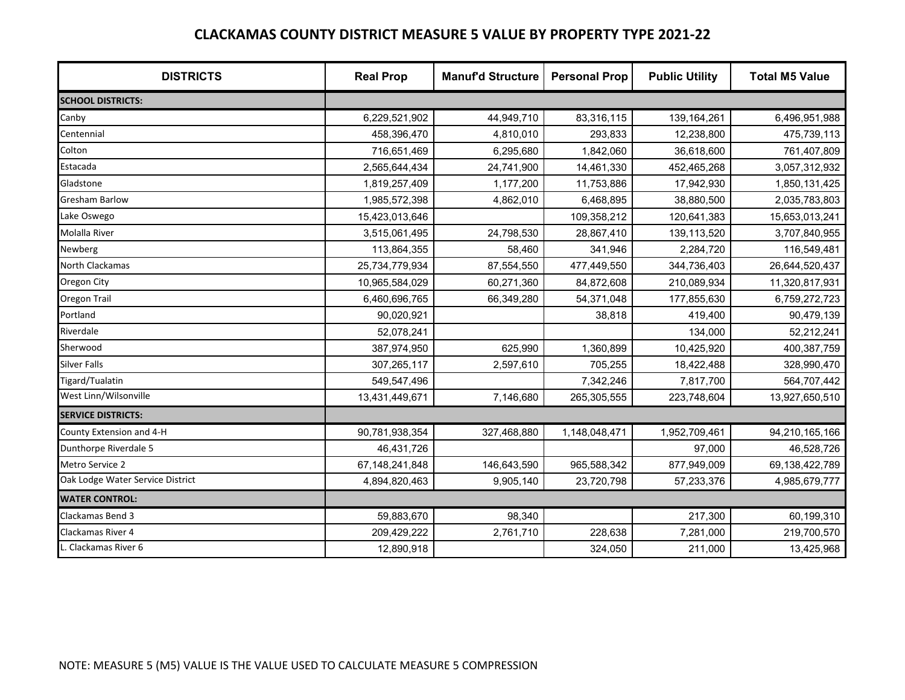# CLACKAMAS COUNTY DISTRICT MEASURE 5 VALUE BY PROPERTY TYPE 2021-22

| DISTRICTS | Real Prop | Manuf'd Structure | Personal Prop | Public Utility | Total M5 Value |
|---|---|---|---|---|---|
| **SCHOOL DISTRICTS:** | | | | | |
| Canby | 6,229,521,902 | 44,949,710 | 83,316,115 | 139,164,261 | 6,496,951,988 |
| Centennial | 458,396,470 | 4,810,010 | 293,833 | 12,238,800 | 475,739,113 |
| Colton | 716,651,469 | 6,295,680 | 1,842,060 | 36,618,600 | 761,407,809 |
| Estacada | 2,565,644,434 | 24,741,900 | 14,461,330 | 452,465,268 | 3,057,312,932 |
| Gladstone | 1,819,257,409 | 1,177,200 | 11,753,886 | 17,942,930 | 1,850,131,425 |
| Gresham Barlow | 1,985,572,398 | 4,862,010 | 6,468,895 | 38,880,500 | 2,035,783,803 |
| Lake Oswego | 15,423,013,646 | | 109,358,212 | 120,641,383 | 15,653,013,241 |
| Molalla River | 3,515,061,495 | 24,798,530 | 28,867,410 | 139,113,520 | 3,707,840,955 |
| Newberg | 113,864,355 | 58,460 | 341,946 | 2,284,720 | 116,549,481 |
| North Clackamas | 25,734,779,934 | 87,554,550 | 477,449,550 | 344,736,403 | 26,644,520,437 |
| Oregon City | 10,965,584,029 | 60,271,360 | 84,872,608 | 210,089,934 | 11,320,817,931 |
| Oregon Trail | 6,460,696,765 | 66,349,280 | 54,371,048 | 177,855,630 | 6,759,272,723 |
| Portland | 90,020,921 | | 38,818 | 419,400 | 90,479,139 |
| Riverdale | 52,078,241 | | | 134,000 | 52,212,241 |
| Sherwood | 387,974,950 | 625,990 | 1,360,899 | 10,425,920 | 400,387,759 |
| Silver Falls | 307,265,117 | 2,597,610 | 705,255 | 18,422,488 | 328,990,470 |
| Tigard/Tualatin | 549,547,496 | | 7,342,246 | 7,817,700 | 564,707,442 |
| West Linn/Wilsonville | 13,431,449,671 | 7,146,680 | 265,305,555 | 223,748,604 | 13,927,650,510 |
| **SERVICE DISTRICTS:** | | | | | |
| County Extension and 4-H | 90,781,938,354 | 327,468,880 | 1,148,048,471 | 1,952,709,461 | 94,210,165,166 |
| Dunthorpe Riverdale 5 | 46,431,726 | | | 97,000 | 46,528,726 |
| Metro Service 2 | 67,148,241,848 | 146,643,590 | 965,588,342 | 877,949,009 | 69,138,422,789 |
| Oak Lodge Water Service District | 4,894,820,463 | 9,905,140 | 23,720,798 | 57,233,376 | 4,985,679,777 |
| **WATER CONTROL:** | | | | | |
| Clackamas Bend 3 | 59,883,670 | 98,340 | | 217,300 | 60,199,310 |
| Clackamas River 4 | 209,429,222 | 2,761,710 | 228,638 | 7,281,000 | 219,700,570 |
| L. Clackamas River 6 | 12,890,918 | | 324,050 | 211,000 | 13,425,968 |

NOTE: MEASURE 5 (M5) VALUE IS THE VALUE USED TO CALCULATE MEASURE 5 COMPRESSION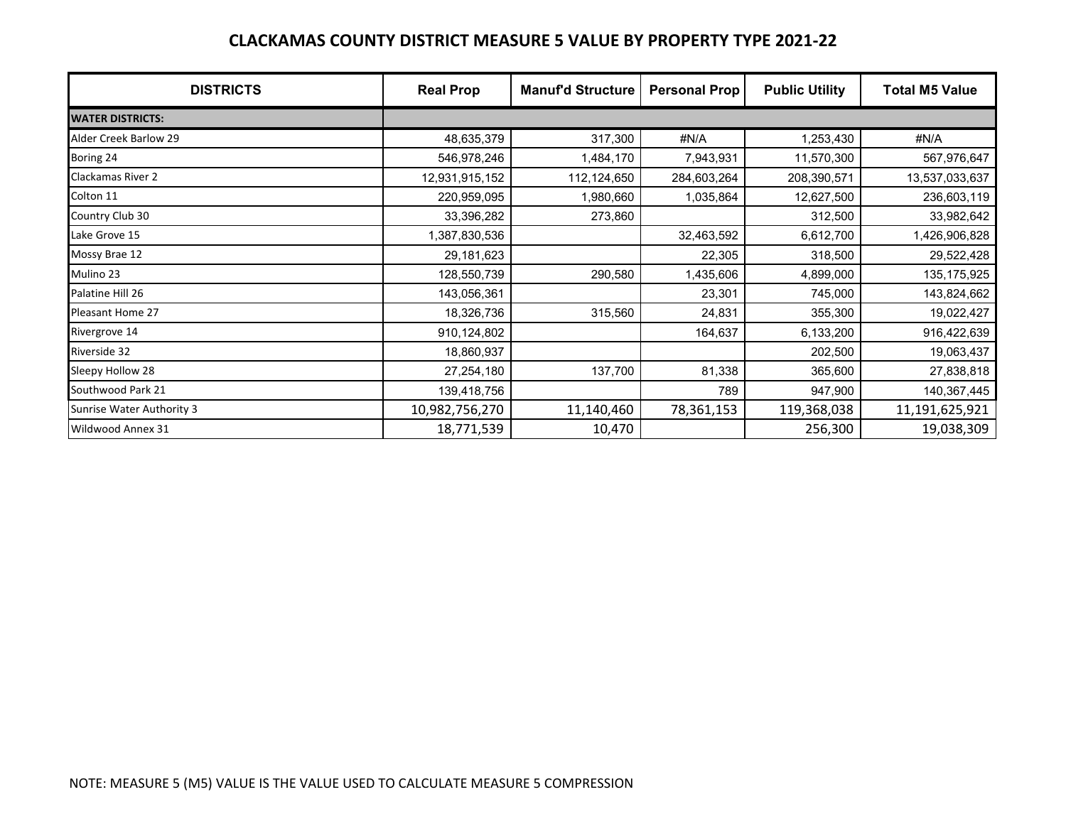# CLACKAMAS COUNTY DISTRICT MEASURE 5 VALUE BY PROPERTY TYPE 2021-22

| DISTRICTS | Real Prop | Manuf'd Structure | Personal Prop | Public Utility | Total M5 Value |
|---|---|---|---|---|---|
| **WATER DISTRICTS:** | | | | | |
| Alder Creek Barlow 29 | 48,635,379 | 317,300 | #N/A | 1,253,430 | #N/A |
| Boring 24 | 546,978,246 | 1,484,170 | 7,943,931 | 11,570,300 | 567,976,647 |
| Clackamas River 2 | 12,931,915,152 | 112,124,650 | 284,603,264 | 208,390,571 | 13,537,033,637 |
| Colton 11 | 220,959,095 | 1,980,660 | 1,035,864 | 12,627,500 | 236,603,119 |
| Country Club 30 | 33,396,282 | 273,860 | | 312,500 | 33,982,642 |
| Lake Grove 15 | 1,387,830,536 | | 32,463,592 | 6,612,700 | 1,426,906,828 |
| Mossy Brae 12 | 29,181,623 | | 22,305 | 318,500 | 29,522,428 |
| Mulino 23 | 128,550,739 | 290,580 | 1,435,606 | 4,899,000 | 135,175,925 |
| Palatine Hill 26 | 143,056,361 | | 23,301 | 745,000 | 143,824,662 |
| Pleasant Home 27 | 18,326,736 | 315,560 | 24,831 | 355,300 | 19,022,427 |
| Rivergrove 14 | 910,124,802 | | 164,637 | 6,133,200 | 916,422,639 |
| Riverside 32 | 18,860,937 | | | 202,500 | 19,063,437 |
| Sleepy Hollow 28 | 27,254,180 | 137,700 | 81,338 | 365,600 | 27,838,818 |
| Southwood Park 21 | 139,418,756 | | 789 | 947,900 | 140,367,445 |
| Sunrise Water Authority 3 | 10,982,756,270 | 11,140,460 | 78,361,153 | 119,368,038 | 11,191,625,921 |
| Wildwood Annex 31 | 18,771,539 | 10,470 | | 256,300 | 19,038,309 |

NOTE: MEASURE 5 (M5) VALUE IS THE VALUE USED TO CALCULATE MEASURE 5 COMPRESSION